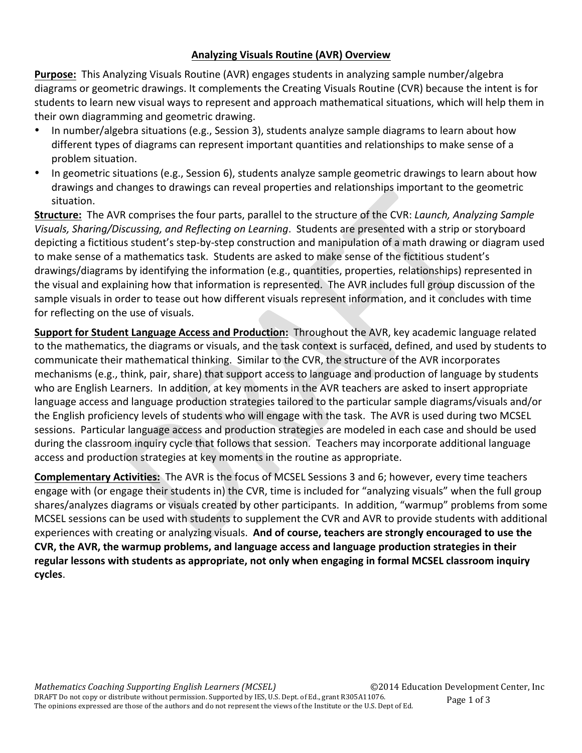## Analyzing Visuals Routine (AVR) Overview

**Purpose:** This Analyzing Visuals Routine (AVR) engages students in analyzing sample number/algebra diagrams or geometric drawings. It complements the Creating Visuals Routine (CVR) because the intent is for students to learn new visual ways to represent and approach mathematical situations, which will help them in their own diagramming and geometric drawing.

- In number/algebra situations (e.g., Session 3), students analyze sample diagrams to learn about how different types of diagrams can represent important quantities and relationships to make sense of a problem situation.
- In geometric situations (e.g., Session 6), students analyze sample geometric drawings to learn about how drawings and changes to drawings can reveal properties and relationships important to the geometric situation.

**Structure:** The AVR comprises the four parts, parallel to the structure of the CVR: *Launch, Analyzing Sample Visuals, Sharing/Discussing, and Reflecting on Learning*. Students are presented with a strip or storyboard depicting a fictitious student's step-by-step construction and manipulation of a math drawing or diagram used to make sense of a mathematics task. Students are asked to make sense of the fictitious student's drawings/diagrams by identifying the information (e.g., quantities, properties, relationships) represented in the visual and explaining how that information is represented. The AVR includes full group discussion of the sample visuals in order to tease out how different visuals represent information, and it concludes with time for reflecting on the use of visuals.

**Support for Student Language Access and Production:** Throughout the AVR, key academic language related to the mathematics, the diagrams or visuals, and the task context is surfaced, defined, and used by students to communicate their mathematical thinking. Similar to the CVR, the structure of the AVR incorporates mechanisms (e.g., think, pair, share) that support access to language and production of language by students who are English Learners. In addition, at key moments in the AVR teachers are asked to insert appropriate language access and language production strategies tailored to the particular sample diagrams/visuals and/or the English proficiency levels of students who will engage with the task. The AVR is used during two MCSEL sessions. Particular language access and production strategies are modeled in each case and should be used during the classroom inquiry cycle that follows that session. Teachers may incorporate additional language access and production strategies at key moments in the routine as appropriate.

**Complementary Activities:** The AVR is the focus of MCSEL Sessions 3 and 6; however, every time teachers engage with (or engage their students in) the CVR, time is included for "analyzing visuals" when the full group shares/analyzes diagrams or visuals created by other participants. In addition, "warmup" problems from some MCSEL sessions can be used with students to supplement the CVR and AVR to provide students with additional experiences with creating or analyzing visuals. **And of course, teachers are strongly encouraged to use the CVR, the AVR, the warmup problems, and language access and language production strategies in their regular lessons with students as appropriate, not only when engaging in formal MCSEL classroom inquiry cycles**.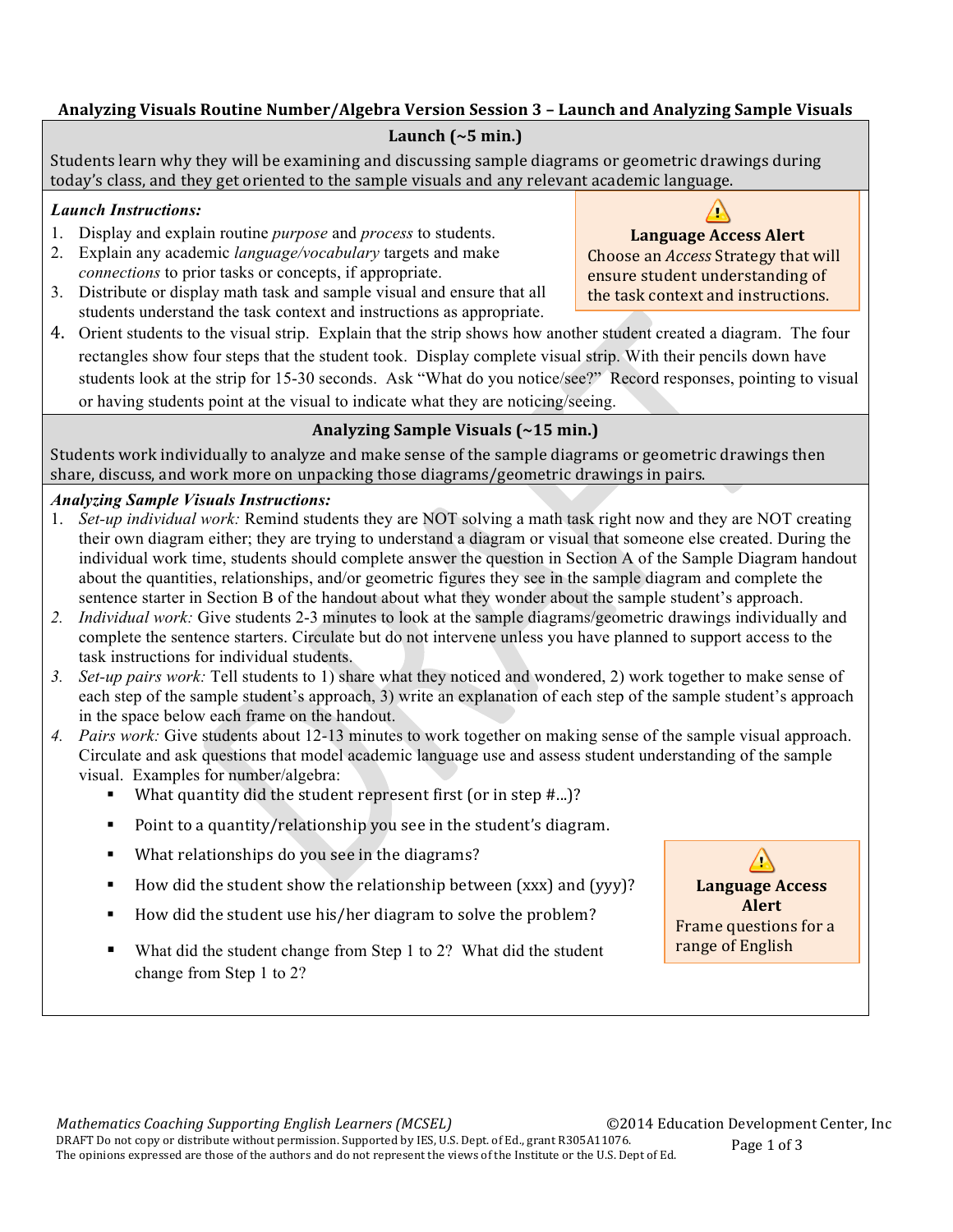### Analyzing Visuals Routine Number/Algebra Version Session 3 – Launch and Analyzing Sample Visuals

**Launch (~5 min.)**

Students learn why they will be examining and discussing sample diagrams or geometric drawings during today's class, and they get oriented to the sample visuals and any relevant academic language.

***Launch Instructions:***

1. Display and explain routine *purpose* and *process* to students.
2. Explain any academic *language/vocabulary* targets and make *connections* to prior tasks or concepts, if appropriate.
3. Distribute or display math task and sample visual and ensure that all students understand the task context and instructions as appropriate.
4. Orient students to the visual strip. Explain that the strip shows how another student created a diagram. The four rectangles show four steps that the student took. Display complete visual strip. With their pencils down have students look at the strip for 15-30 seconds. Ask "What do you notice/see?" Record responses, pointing to visual or having students point at the visual to indicate what they are noticing/seeing.

> ⚠ **Language Access Alert**
> Choose an *Access* Strategy that will ensure student understanding of the task context and instructions.

**Analyzing Sample Visuals (~15 min.)**

Students work individually to analyze and make sense of the sample diagrams or geometric drawings then share, discuss, and work more on unpacking those diagrams/geometric drawings in pairs.

***Analyzing Sample Visuals Instructions:***

1. *Set-up individual work:* Remind students they are NOT solving a math task right now and they are NOT creating their own diagram either; they are trying to understand a diagram or visual that someone else created. During the individual work time, students should complete answer the question in Section A of the Sample Diagram handout about the quantities, relationships, and/or geometric figures they see in the sample diagram and complete the sentence starter in Section B of the handout about what they wonder about the sample student's approach.
2. *Individual work:* Give students 2-3 minutes to look at the sample diagrams/geometric drawings individually and complete the sentence starters. Circulate but do not intervene unless you have planned to support access to the task instructions for individual students.
3. *Set-up pairs work:* Tell students to 1) share what they noticed and wondered, 2) work together to make sense of each step of the sample student's approach, 3) write an explanation of each step of the sample student's approach in the space below each frame on the handout.
4. *Pairs work:* Give students about 12-13 minutes to work together on making sense of the sample visual approach. Circulate and ask questions that model academic language use and assess student understanding of the sample visual. Examples for number/algebra:
   - What quantity did the student represent first (or in step #...)?
   - Point to a quantity/relationship you see in the student's diagram.
   - What relationships do you see in the diagrams?
   - How did the student show the relationship between (xxx) and (yyy)?
   - How did the student use his/her diagram to solve the problem?
   - What did the student change from Step 1 to 2? What did the student change from Step 1 to 2?

> ⚠ **Language Access Alert**
> Frame questions for a range of English

*Mathematics Coaching Supporting English Learners (MCSEL)* ©2014 Education Development Center, Inc
DRAFT Do not copy or distribute without permission. Supported by IES, U.S. Dept. of Ed., grant R305A11076.
The opinions expressed are those of the authors and do not represent the views of the Institute or the U.S. Dept of Ed.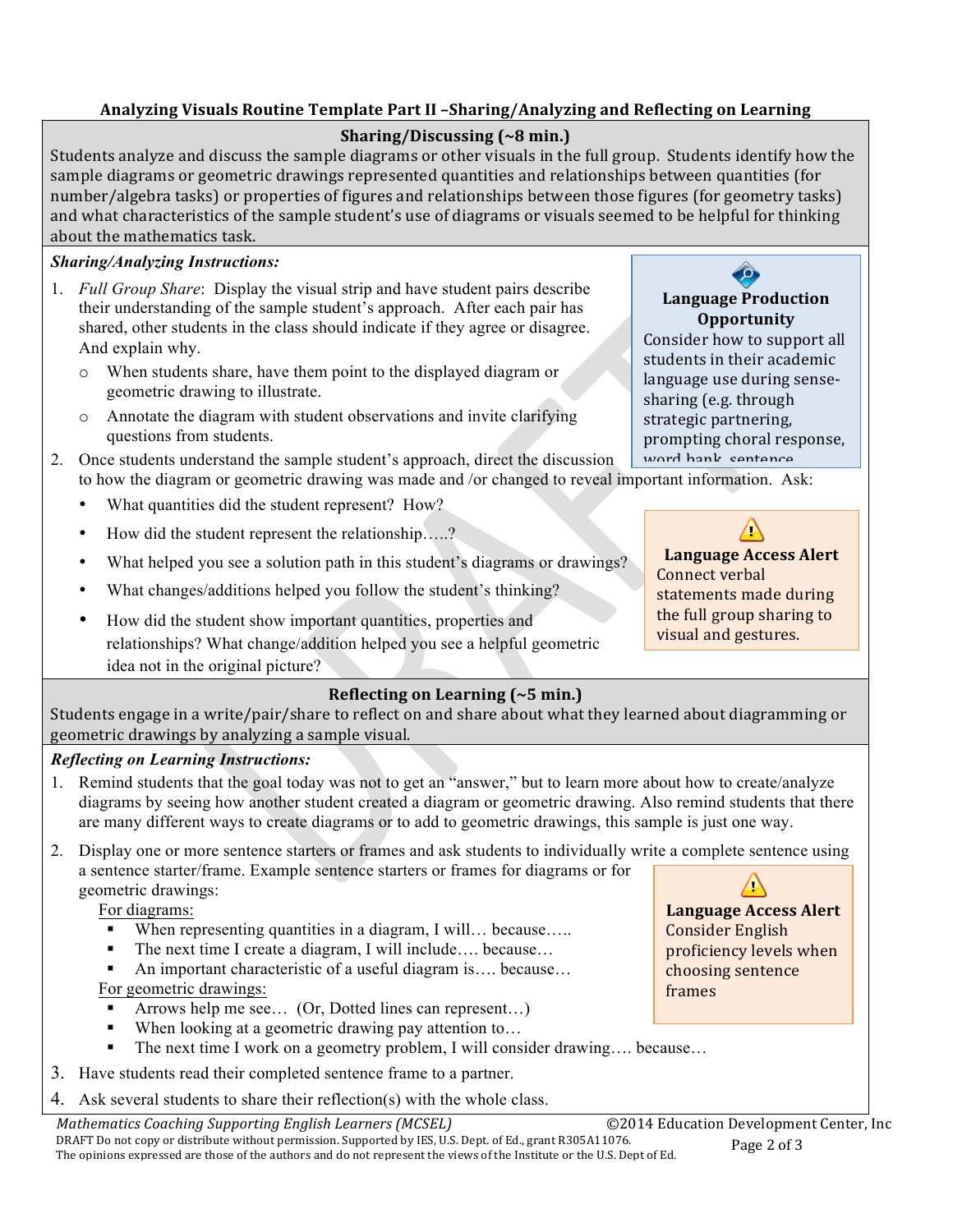## Analyzing Visuals Routine Template Part II –Sharing/Analyzing and Reflecting on Learning

### Sharing/Discussing (~8 min.)

Students analyze and discuss the sample diagrams or other visuals in the full group. Students identify how the sample diagrams or geometric drawings represented quantities and relationships between quantities (for number/algebra tasks) or properties of figures and relationships between those figures (for geometry tasks) and what characteristics of the sample student's use of diagrams or visuals seemed to be helpful for thinking about the mathematics task.

***Sharing/Analyzing Instructions:***

1. *Full Group Share*: Display the visual strip and have student pairs describe their understanding of the sample student's approach. After each pair has shared, other students in the class should indicate if they agree or disagree. And explain why.
   - When students share, have them point to the displayed diagram or geometric drawing to illustrate.
   - Annotate the diagram with student observations and invite clarifying questions from students.
2. Once students understand the sample student's approach, direct the discussion to how the diagram or geometric drawing was made and /or changed to reveal important information. Ask:
   - What quantities did the student represent? How?
   - How did the student represent the relationship…..?
   - What helped you see a solution path in this student's diagrams or drawings?
   - What changes/additions helped you follow the student's thinking?
   - How did the student show important quantities, properties and relationships? What change/addition helped you see a helpful geometric idea not in the original picture?

> **Language Production Opportunity**
> Consider how to support all students in their academic language use during sense-sharing (e.g. through strategic partnering, prompting choral response, word bank, sentence

> **Language Access Alert**
> Connect verbal statements made during the full group sharing to visual and gestures.

### Reflecting on Learning (~5 min.)

Students engage in a write/pair/share to reflect on and share about what they learned about diagramming or geometric drawings by analyzing a sample visual.

***Reflecting on Learning Instructions:***

1. Remind students that the goal today was not to get an "answer," but to learn more about how to create/analyze diagrams by seeing how another student created a diagram or geometric drawing. Also remind students that there are many different ways to create diagrams or to add to geometric drawings, this sample is just one way.
2. Display one or more sentence starters or frames and ask students to individually write a complete sentence using a sentence starter/frame. Example sentence starters or frames for diagrams or for geometric drawings:

   For diagrams:
   - When representing quantities in a diagram, I will… because…..
   - The next time I create a diagram, I will include…. because…
   - An important characteristic of a useful diagram is…. because…

   For geometric drawings:
   - Arrows help me see… (Or, Dotted lines can represent…)
   - When looking at a geometric drawing pay attention to…
   - The next time I work on a geometry problem, I will consider drawing…. because…
3. Have students read their completed sentence frame to a partner.
4. Ask several students to share their reflection(s) with the whole class.

> **Language Access Alert**
> Consider English proficiency levels when choosing sentence frames

*Mathematics Coaching Supporting English Learners (MCSEL)* ©2014 Education Development Center, Inc
DRAFT Do not copy or distribute without permission. Supported by IES, U.S. Dept. of Ed., grant R305A11076.
The opinions expressed are those of the authors and do not represent the views of the Institute or the U.S. Dept of Ed.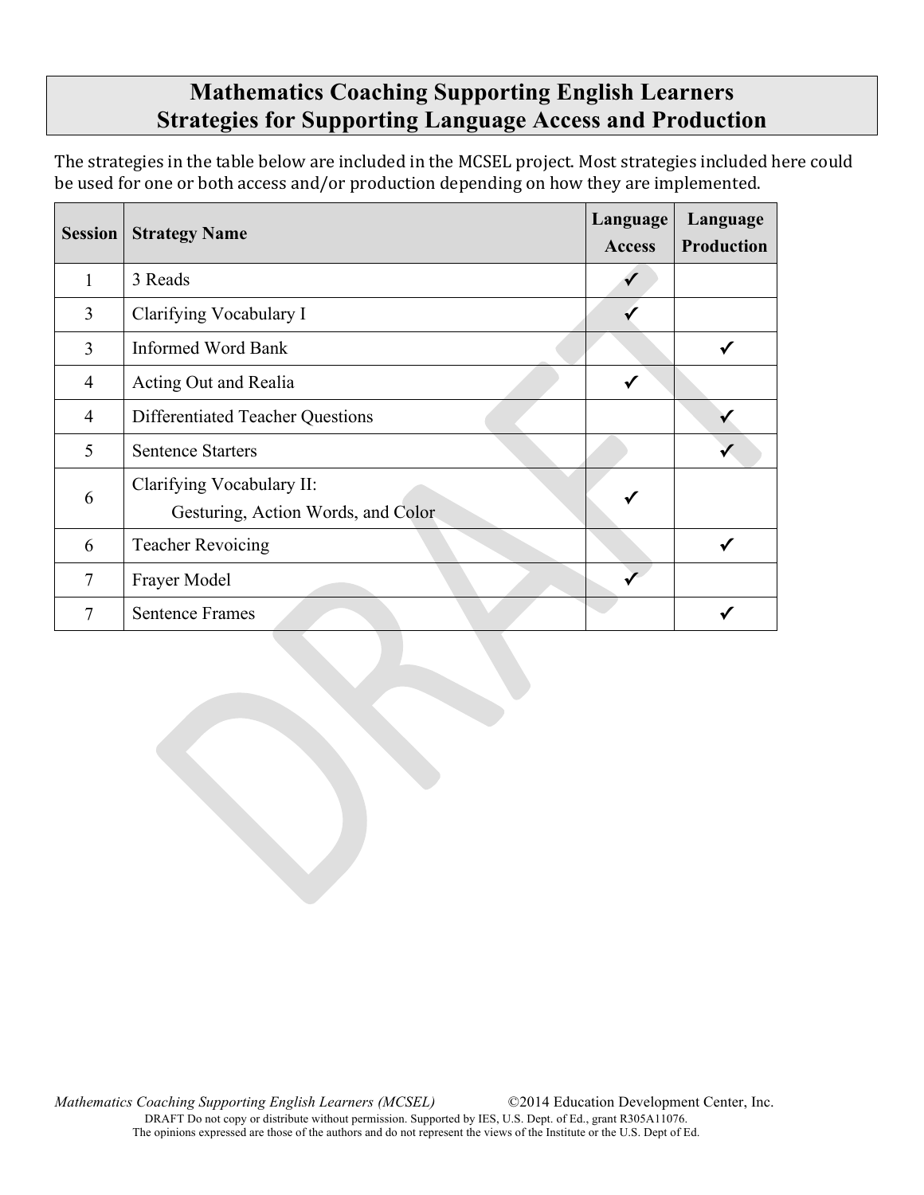# Mathematics Coaching Supporting English Learners
# Strategies for Supporting Language Access and Production

The strategies in the table below are included in the MCSEL project. Most strategies included here could be used for one or both access and/or production depending on how they are implemented.

| Session | Strategy Name | Language Access | Language Production |
|---|---|---|---|
| 1 | 3 Reads | ✓ | |
| 3 | Clarifying Vocabulary I | ✓ | |
| 3 | Informed Word Bank | | ✓ |
| 4 | Acting Out and Realia | ✓ | |
| 4 | Differentiated Teacher Questions | | ✓ |
| 5 | Sentence Starters | | ✓ |
| 6 | Clarifying Vocabulary II: Gesturing, Action Words, and Color | ✓ | |
| 6 | Teacher Revoicing | | ✓ |
| 7 | Frayer Model | ✓ | |
| 7 | Sentence Frames | | ✓ |

*Mathematics Coaching Supporting English Learners (MCSEL)* ©2014 Education Development Center, Inc.
DRAFT Do not copy or distribute without permission. Supported by IES, U.S. Dept. of Ed., grant R305A11076.
The opinions expressed are those of the authors and do not represent the views of the Institute or the U.S. Dept of Ed.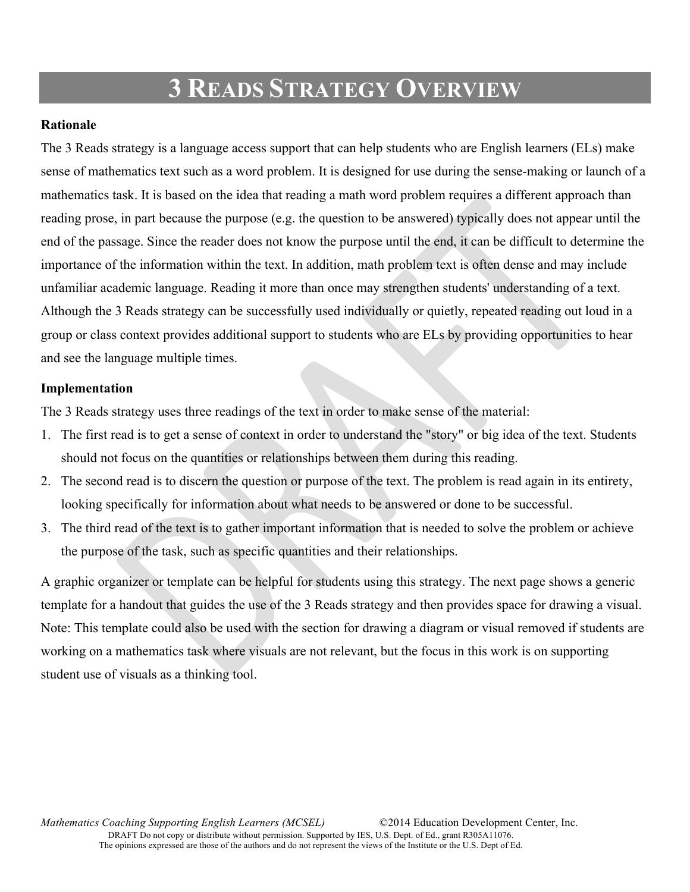# 3 Reads Strategy Overview

**Rationale**

The 3 Reads strategy is a language access support that can help students who are English learners (ELs) make sense of mathematics text such as a word problem. It is designed for use during the sense-making or launch of a mathematics task. It is based on the idea that reading a math word problem requires a different approach than reading prose, in part because the purpose (e.g. the question to be answered) typically does not appear until the end of the passage. Since the reader does not know the purpose until the end, it can be difficult to determine the importance of the information within the text. In addition, math problem text is often dense and may include unfamiliar academic language. Reading it more than once may strengthen students' understanding of a text. Although the 3 Reads strategy can be successfully used individually or quietly, repeated reading out loud in a group or class context provides additional support to students who are ELs by providing opportunities to hear and see the language multiple times.

**Implementation**

The 3 Reads strategy uses three readings of the text in order to make sense of the material:

1. The first read is to get a sense of context in order to understand the "story" or big idea of the text. Students should not focus on the quantities or relationships between them during this reading.
2. The second read is to discern the question or purpose of the text. The problem is read again in its entirety, looking specifically for information about what needs to be answered or done to be successful.
3. The third read of the text is to gather important information that is needed to solve the problem or achieve the purpose of the task, such as specific quantities and their relationships.

A graphic organizer or template can be helpful for students using this strategy. The next page shows a generic template for a handout that guides the use of the 3 Reads strategy and then provides space for drawing a visual. Note: This template could also be used with the section for drawing a diagram or visual removed if students are working on a mathematics task where visuals are not relevant, but the focus in this work is on supporting student use of visuals as a thinking tool.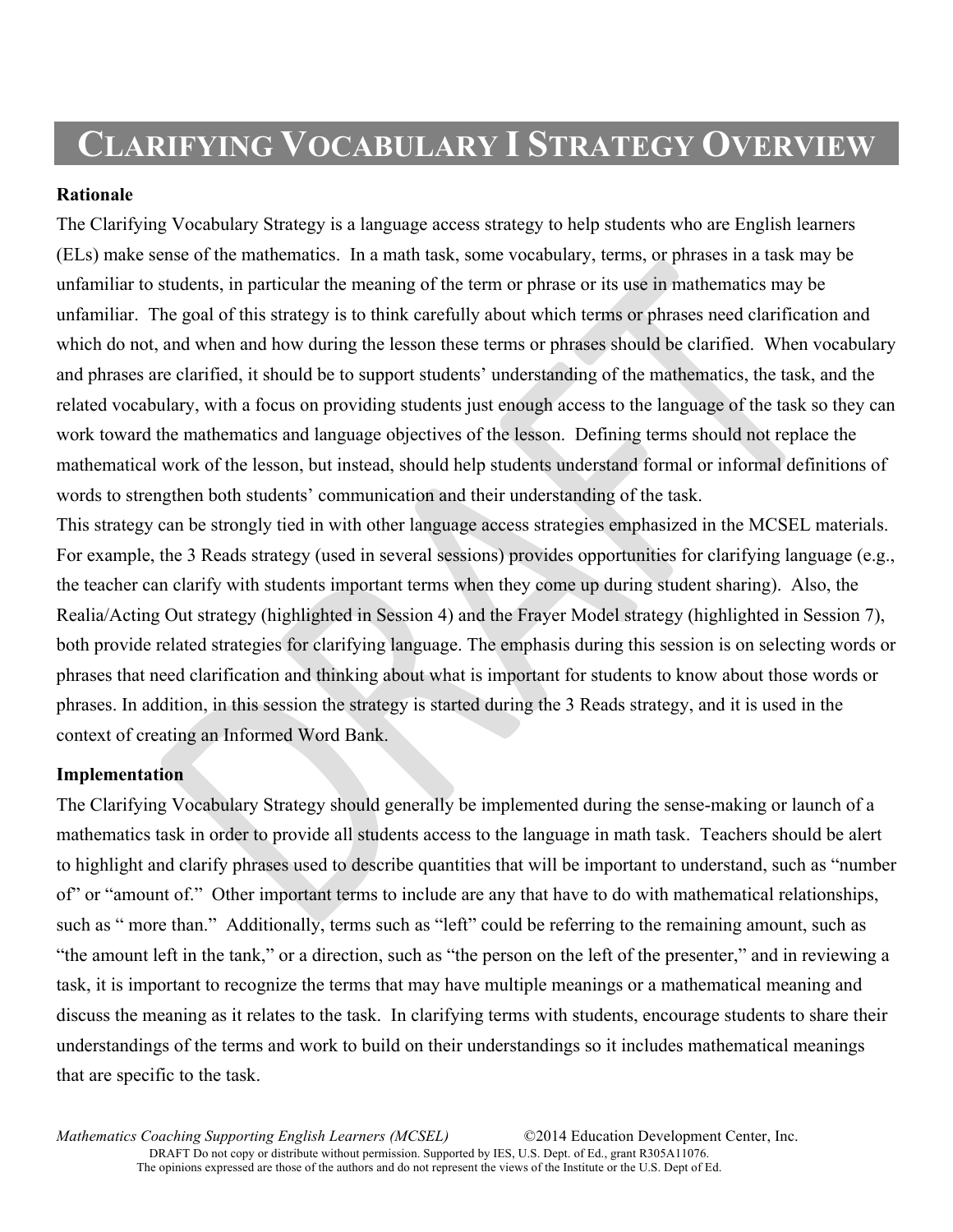# CLARIFYING VOCABULARY I STRATEGY OVERVIEW

**Rationale**

The Clarifying Vocabulary Strategy is a language access strategy to help students who are English learners (ELs) make sense of the mathematics. In a math task, some vocabulary, terms, or phrases in a task may be unfamiliar to students, in particular the meaning of the term or phrase or its use in mathematics may be unfamiliar. The goal of this strategy is to think carefully about which terms or phrases need clarification and which do not, and when and how during the lesson these terms or phrases should be clarified. When vocabulary and phrases are clarified, it should be to support students' understanding of the mathematics, the task, and the related vocabulary, with a focus on providing students just enough access to the language of the task so they can work toward the mathematics and language objectives of the lesson. Defining terms should not replace the mathematical work of the lesson, but instead, should help students understand formal or informal definitions of words to strengthen both students' communication and their understanding of the task.

This strategy can be strongly tied in with other language access strategies emphasized in the MCSEL materials. For example, the 3 Reads strategy (used in several sessions) provides opportunities for clarifying language (e.g., the teacher can clarify with students important terms when they come up during student sharing). Also, the Realia/Acting Out strategy (highlighted in Session 4) and the Frayer Model strategy (highlighted in Session 7), both provide related strategies for clarifying language. The emphasis during this session is on selecting words or phrases that need clarification and thinking about what is important for students to know about those words or phrases. In addition, in this session the strategy is started during the 3 Reads strategy, and it is used in the context of creating an Informed Word Bank.

**Implementation**

The Clarifying Vocabulary Strategy should generally be implemented during the sense-making or launch of a mathematics task in order to provide all students access to the language in math task. Teachers should be alert to highlight and clarify phrases used to describe quantities that will be important to understand, such as "number of" or "amount of." Other important terms to include are any that have to do with mathematical relationships, such as " more than." Additionally, terms such as "left" could be referring to the remaining amount, such as "the amount left in the tank," or a direction, such as "the person on the left of the presenter," and in reviewing a task, it is important to recognize the terms that may have multiple meanings or a mathematical meaning and discuss the meaning as it relates to the task. In clarifying terms with students, encourage students to share their understandings of the terms and work to build on their understandings so it includes mathematical meanings that are specific to the task.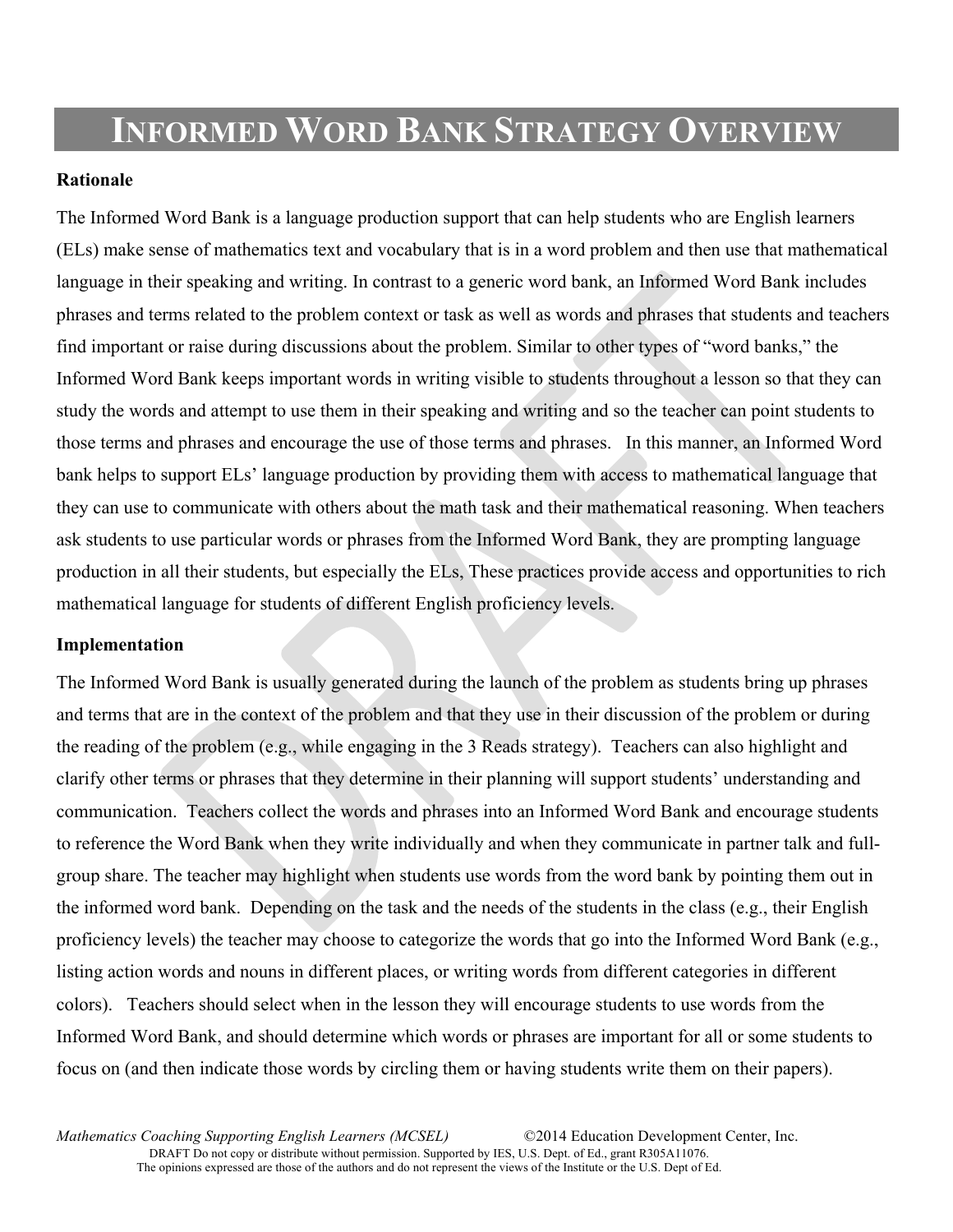# INFORMED WORD BANK STRATEGY OVERVIEW

**Rationale**

The Informed Word Bank is a language production support that can help students who are English learners (ELs) make sense of mathematics text and vocabulary that is in a word problem and then use that mathematical language in their speaking and writing. In contrast to a generic word bank, an Informed Word Bank includes phrases and terms related to the problem context or task as well as words and phrases that students and teachers find important or raise during discussions about the problem. Similar to other types of "word banks," the Informed Word Bank keeps important words in writing visible to students throughout a lesson so that they can study the words and attempt to use them in their speaking and writing and so the teacher can point students to those terms and phrases and encourage the use of those terms and phrases. In this manner, an Informed Word bank helps to support ELs' language production by providing them with access to mathematical language that they can use to communicate with others about the math task and their mathematical reasoning. When teachers ask students to use particular words or phrases from the Informed Word Bank, they are prompting language production in all their students, but especially the ELs, These practices provide access and opportunities to rich mathematical language for students of different English proficiency levels.

**Implementation**

The Informed Word Bank is usually generated during the launch of the problem as students bring up phrases and terms that are in the context of the problem and that they use in their discussion of the problem or during the reading of the problem (e.g., while engaging in the 3 Reads strategy). Teachers can also highlight and clarify other terms or phrases that they determine in their planning will support students' understanding and communication. Teachers collect the words and phrases into an Informed Word Bank and encourage students to reference the Word Bank when they write individually and when they communicate in partner talk and full-group share. The teacher may highlight when students use words from the word bank by pointing them out in the informed word bank. Depending on the task and the needs of the students in the class (e.g., their English proficiency levels) the teacher may choose to categorize the words that go into the Informed Word Bank (e.g., listing action words and nouns in different places, or writing words from different categories in different colors). Teachers should select when in the lesson they will encourage students to use words from the Informed Word Bank, and should determine which words or phrases are important for all or some students to focus on (and then indicate those words by circling them or having students write them on their papers).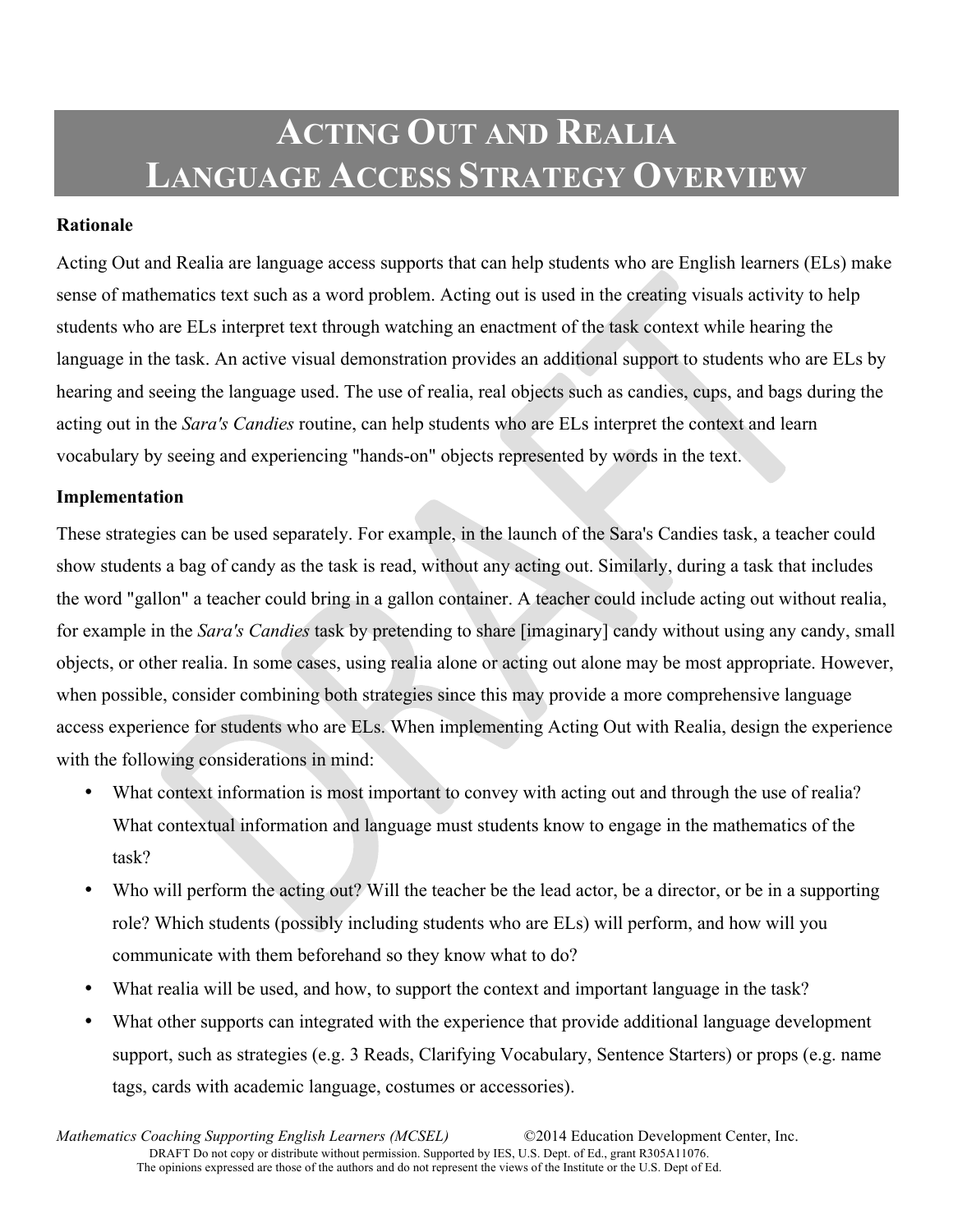# ACTING OUT AND REALIA LANGUAGE ACCESS STRATEGY OVERVIEW

**Rationale**

Acting Out and Realia are language access supports that can help students who are English learners (ELs) make sense of mathematics text such as a word problem. Acting out is used in the creating visuals activity to help students who are ELs interpret text through watching an enactment of the task context while hearing the language in the task. An active visual demonstration provides an additional support to students who are ELs by hearing and seeing the language used. The use of realia, real objects such as candies, cups, and bags during the acting out in the *Sara's Candies* routine, can help students who are ELs interpret the context and learn vocabulary by seeing and experiencing "hands-on" objects represented by words in the text.

**Implementation**

These strategies can be used separately. For example, in the launch of the Sara's Candies task, a teacher could show students a bag of candy as the task is read, without any acting out. Similarly, during a task that includes the word "gallon" a teacher could bring in a gallon container. A teacher could include acting out without realia, for example in the *Sara's Candies* task by pretending to share [imaginary] candy without using any candy, small objects, or other realia. In some cases, using realia alone or acting out alone may be most appropriate. However, when possible, consider combining both strategies since this may provide a more comprehensive language access experience for students who are ELs. When implementing Acting Out with Realia, design the experience with the following considerations in mind:

- What context information is most important to convey with acting out and through the use of realia? What contextual information and language must students know to engage in the mathematics of the task?
- Who will perform the acting out? Will the teacher be the lead actor, be a director, or be in a supporting role? Which students (possibly including students who are ELs) will perform, and how will you communicate with them beforehand so they know what to do?
- What realia will be used, and how, to support the context and important language in the task?
- What other supports can integrated with the experience that provide additional language development support, such as strategies (e.g. 3 Reads, Clarifying Vocabulary, Sentence Starters) or props (e.g. name tags, cards with academic language, costumes or accessories).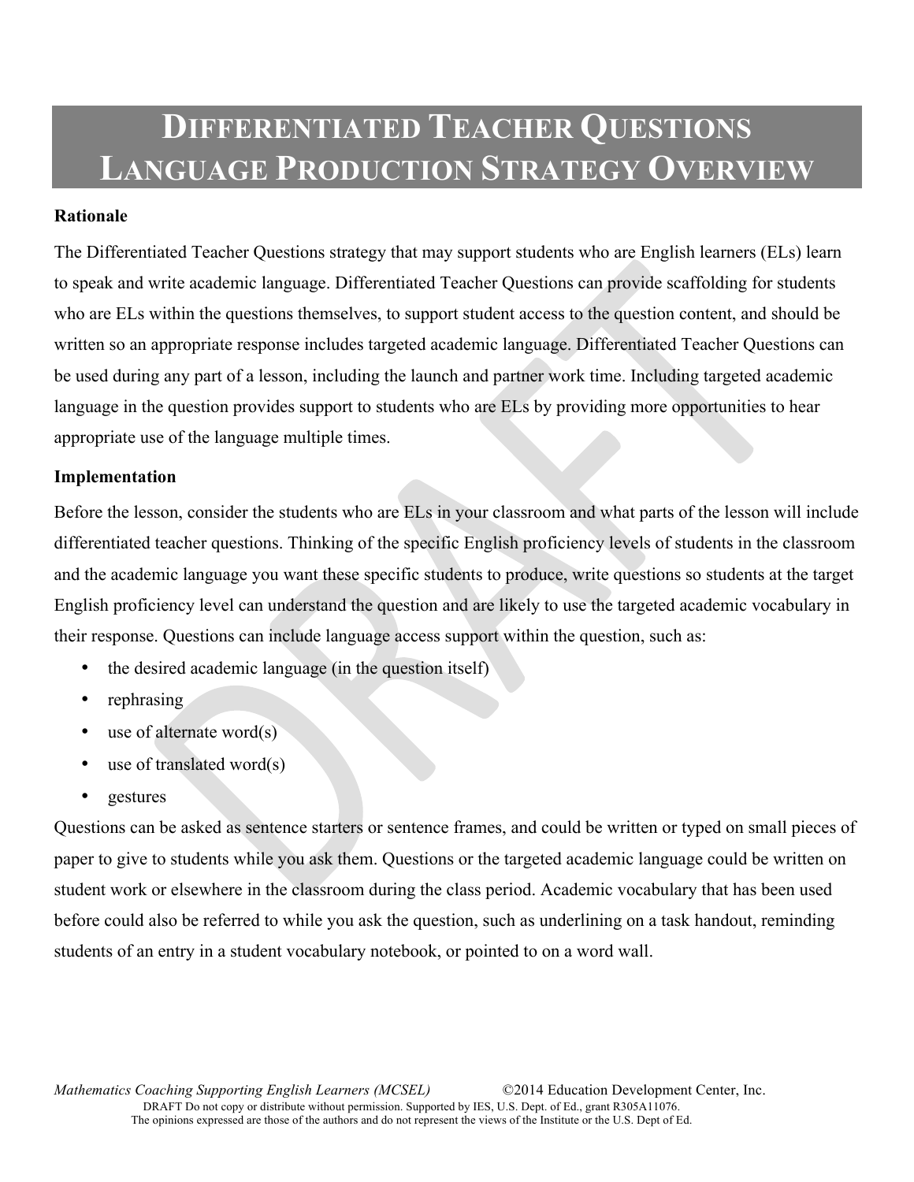# Differentiated Teacher Questions Language Production Strategy Overview

**Rationale**

The Differentiated Teacher Questions strategy that may support students who are English learners (ELs) learn to speak and write academic language. Differentiated Teacher Questions can provide scaffolding for students who are ELs within the questions themselves, to support student access to the question content, and should be written so an appropriate response includes targeted academic language. Differentiated Teacher Questions can be used during any part of a lesson, including the launch and partner work time. Including targeted academic language in the question provides support to students who are ELs by providing more opportunities to hear appropriate use of the language multiple times.

**Implementation**

Before the lesson, consider the students who are ELs in your classroom and what parts of the lesson will include differentiated teacher questions. Thinking of the specific English proficiency levels of students in the classroom and the academic language you want these specific students to produce, write questions so students at the target English proficiency level can understand the question and are likely to use the targeted academic vocabulary in their response. Questions can include language access support within the question, such as:

- the desired academic language (in the question itself)
- rephrasing
- use of alternate word(s)
- use of translated word(s)
- gestures

Questions can be asked as sentence starters or sentence frames, and could be written or typed on small pieces of paper to give to students while you ask them. Questions or the targeted academic language could be written on student work or elsewhere in the classroom during the class period. Academic vocabulary that has been used before could also be referred to while you ask the question, such as underlining on a task handout, reminding students of an entry in a student vocabulary notebook, or pointed to on a word wall.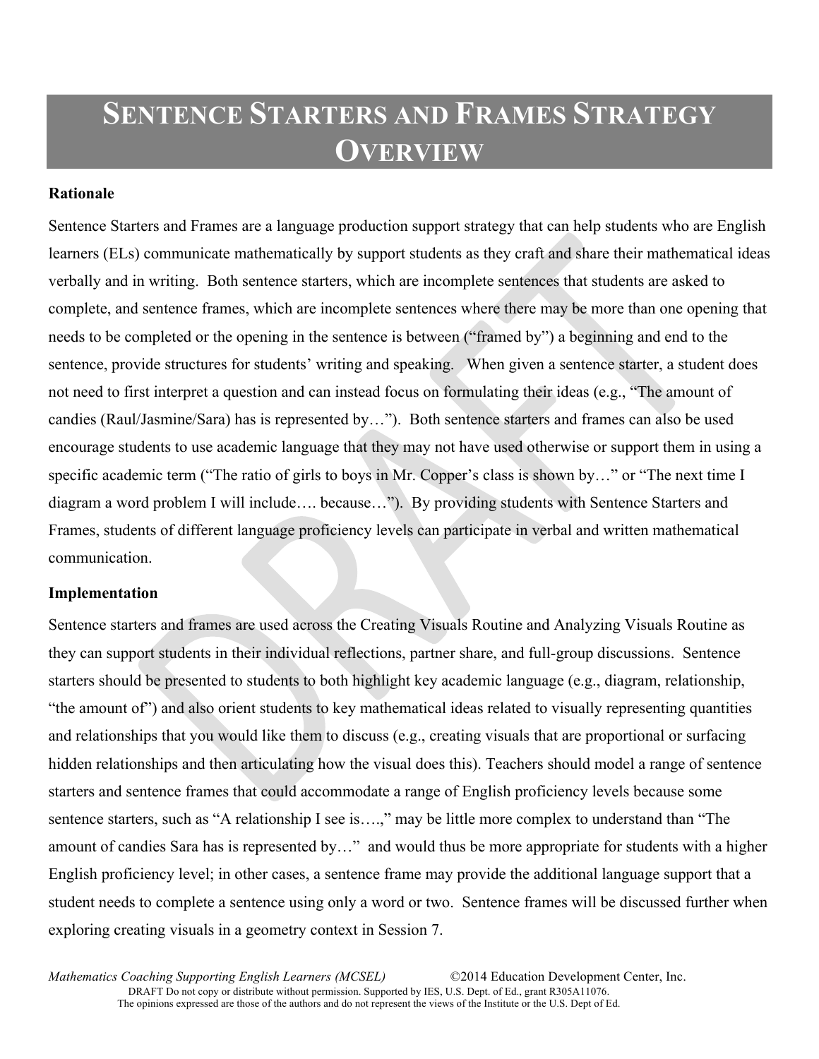# Sentence Starters and Frames Strategy Overview

**Rationale**

Sentence Starters and Frames are a language production support strategy that can help students who are English learners (ELs) communicate mathematically by support students as they craft and share their mathematical ideas verbally and in writing. Both sentence starters, which are incomplete sentences that students are asked to complete, and sentence frames, which are incomplete sentences where there may be more than one opening that needs to be completed or the opening in the sentence is between ("framed by") a beginning and end to the sentence, provide structures for students' writing and speaking. When given a sentence starter, a student does not need to first interpret a question and can instead focus on formulating their ideas (e.g., "The amount of candies (Raul/Jasmine/Sara) has is represented by…"). Both sentence starters and frames can also be used encourage students to use academic language that they may not have used otherwise or support them in using a specific academic term ("The ratio of girls to boys in Mr. Copper's class is shown by…" or "The next time I diagram a word problem I will include…. because…"). By providing students with Sentence Starters and Frames, students of different language proficiency levels can participate in verbal and written mathematical communication.

**Implementation**

Sentence starters and frames are used across the Creating Visuals Routine and Analyzing Visuals Routine as they can support students in their individual reflections, partner share, and full-group discussions. Sentence starters should be presented to students to both highlight key academic language (e.g., diagram, relationship, "the amount of") and also orient students to key mathematical ideas related to visually representing quantities and relationships that you would like them to discuss (e.g., creating visuals that are proportional or surfacing hidden relationships and then articulating how the visual does this). Teachers should model a range of sentence starters and sentence frames that could accommodate a range of English proficiency levels because some sentence starters, such as "A relationship I see is….," may be little more complex to understand than "The amount of candies Sara has is represented by…" and would thus be more appropriate for students with a higher English proficiency level; in other cases, a sentence frame may provide the additional language support that a student needs to complete a sentence using only a word or two. Sentence frames will be discussed further when exploring creating visuals in a geometry context in Session 7.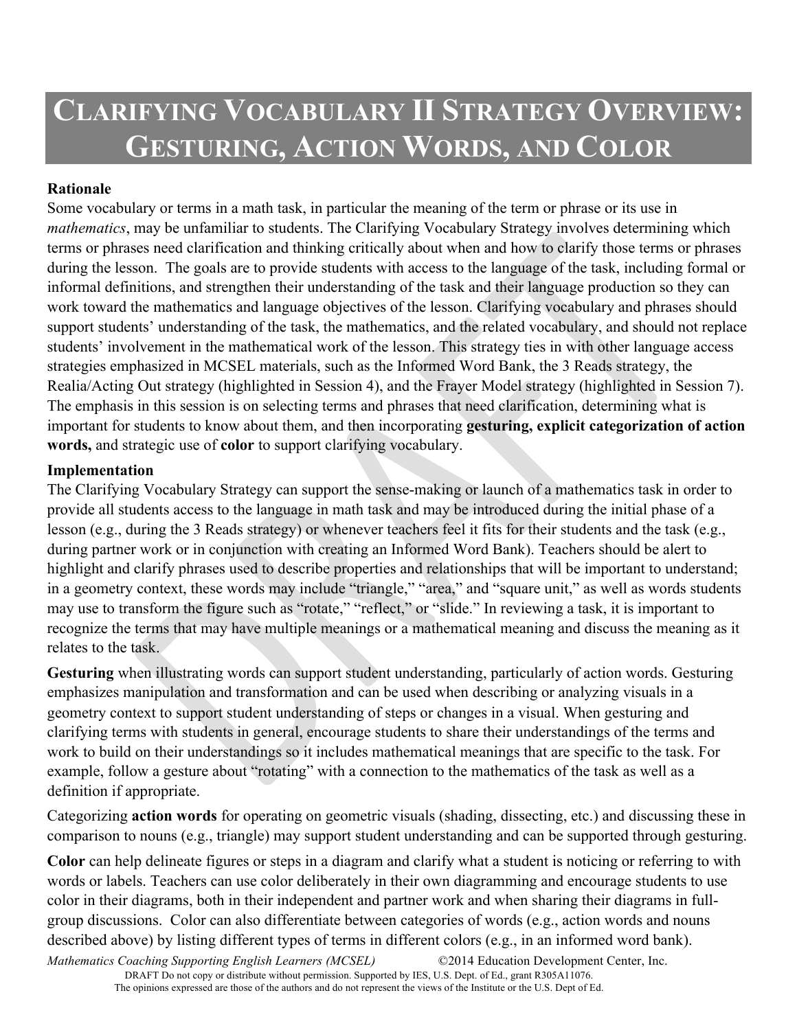# CLARIFYING VOCABULARY II STRATEGY OVERVIEW: GESTURING, ACTION WORDS, AND COLOR

**Rationale**

Some vocabulary or terms in a math task, in particular the meaning of the term or phrase or its use in *mathematics*, may be unfamiliar to students. The Clarifying Vocabulary Strategy involves determining which terms or phrases need clarification and thinking critically about when and how to clarify those terms or phrases during the lesson. The goals are to provide students with access to the language of the task, including formal or informal definitions, and strengthen their understanding of the task and their language production so they can work toward the mathematics and language objectives of the lesson. Clarifying vocabulary and phrases should support students' understanding of the task, the mathematics, and the related vocabulary, and should not replace students' involvement in the mathematical work of the lesson. This strategy ties in with other language access strategies emphasized in MCSEL materials, such as the Informed Word Bank, the 3 Reads strategy, the Realia/Acting Out strategy (highlighted in Session 4), and the Frayer Model strategy (highlighted in Session 7). The emphasis in this session is on selecting terms and phrases that need clarification, determining what is important for students to know about them, and then incorporating **gesturing, explicit categorization of action words,** and strategic use of **color** to support clarifying vocabulary.

**Implementation**

The Clarifying Vocabulary Strategy can support the sense-making or launch of a mathematics task in order to provide all students access to the language in math task and may be introduced during the initial phase of a lesson (e.g., during the 3 Reads strategy) or whenever teachers feel it fits for their students and the task (e.g., during partner work or in conjunction with creating an Informed Word Bank). Teachers should be alert to highlight and clarify phrases used to describe properties and relationships that will be important to understand; in a geometry context, these words may include "triangle," "area," and "square unit," as well as words students may use to transform the figure such as "rotate," "reflect," or "slide." In reviewing a task, it is important to recognize the terms that may have multiple meanings or a mathematical meaning and discuss the meaning as it relates to the task.

**Gesturing** when illustrating words can support student understanding, particularly of action words. Gesturing emphasizes manipulation and transformation and can be used when describing or analyzing visuals in a geometry context to support student understanding of steps or changes in a visual. When gesturing and clarifying terms with students in general, encourage students to share their understandings of the terms and work to build on their understandings so it includes mathematical meanings that are specific to the task. For example, follow a gesture about "rotating" with a connection to the mathematics of the task as well as a definition if appropriate.

Categorizing **action words** for operating on geometric visuals (shading, dissecting, etc.) and discussing these in comparison to nouns (e.g., triangle) may support student understanding and can be supported through gesturing.

**Color** can help delineate figures or steps in a diagram and clarify what a student is noticing or referring to with words or labels. Teachers can use color deliberately in their own diagramming and encourage students to use color in their diagrams, both in their independent and partner work and when sharing their diagrams in full-group discussions. Color can also differentiate between categories of words (e.g., action words and nouns described above) by listing different types of terms in different colors (e.g., in an informed word bank).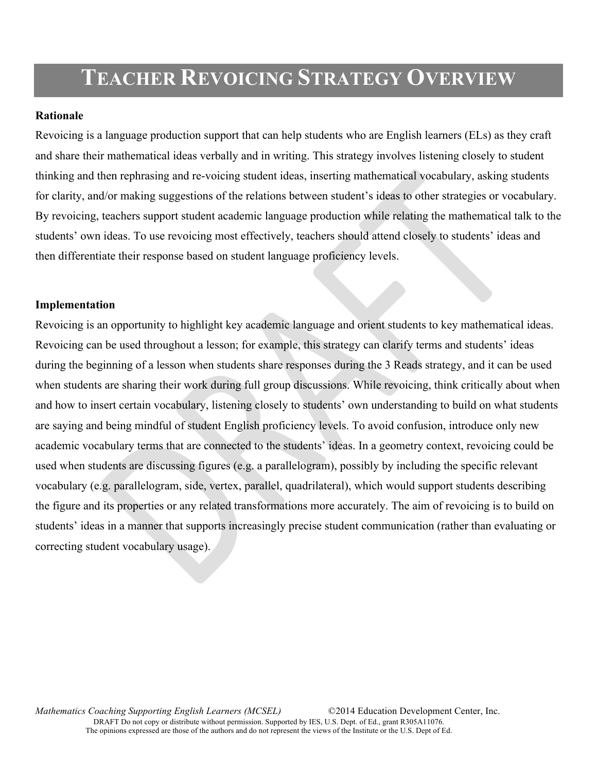# TEACHER REVOICING STRATEGY OVERVIEW

**Rationale**

Revoicing is a language production support that can help students who are English learners (ELs) as they craft and share their mathematical ideas verbally and in writing. This strategy involves listening closely to student thinking and then rephrasing and re-voicing student ideas, inserting mathematical vocabulary, asking students for clarity, and/or making suggestions of the relations between student's ideas to other strategies or vocabulary. By revoicing, teachers support student academic language production while relating the mathematical talk to the students' own ideas. To use revoicing most effectively, teachers should attend closely to students' ideas and then differentiate their response based on student language proficiency levels.

**Implementation**

Revoicing is an opportunity to highlight key academic language and orient students to key mathematical ideas. Revoicing can be used throughout a lesson; for example, this strategy can clarify terms and students' ideas during the beginning of a lesson when students share responses during the 3 Reads strategy, and it can be used when students are sharing their work during full group discussions. While revoicing, think critically about when and how to insert certain vocabulary, listening closely to students' own understanding to build on what students are saying and being mindful of student English proficiency levels. To avoid confusion, introduce only new academic vocabulary terms that are connected to the students' ideas. In a geometry context, revoicing could be used when students are discussing figures (e.g. a parallelogram), possibly by including the specific relevant vocabulary (e.g. parallelogram, side, vertex, parallel, quadrilateral), which would support students describing the figure and its properties or any related transformations more accurately. The aim of revoicing is to build on students' ideas in a manner that supports increasingly precise student communication (rather than evaluating or correcting student vocabulary usage).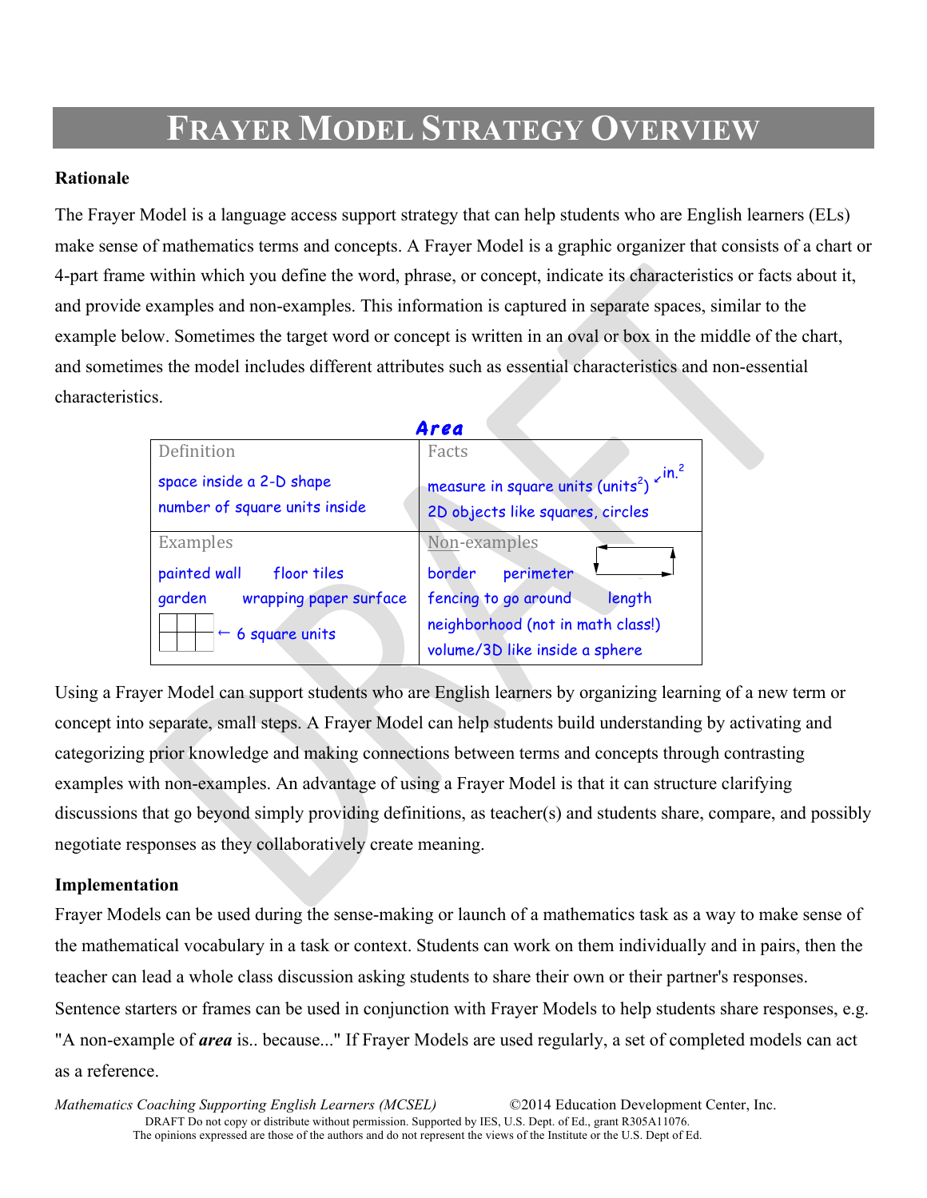# FRAYER MODEL STRATEGY OVERVIEW

**Rationale**

The Frayer Model is a language access support strategy that can help students who are English learners (ELs) make sense of mathematics terms and concepts. A Frayer Model is a graphic organizer that consists of a chart or 4-part frame within which you define the word, phrase, or concept, indicate its characteristics or facts about it, and provide examples and non-examples. This information is captured in separate spaces, similar to the example below. Sometimes the target word or concept is written in an oval or box in the middle of the chart, and sometimes the model includes different attributes such as essential characteristics and non-essential characteristics.

**Area**

| Definition | Facts |
|---|---|
| space inside a 2-D shape<br>number of square units inside | measure in square units (units$^2$) ← in.$^2$<br>2D objects like squares, circles |
| **Examples** | **Non-examples** |
| painted wall &nbsp;&nbsp; floor tiles<br>garden &nbsp;&nbsp; wrapping paper surface<br>[grid of 6 squares] ← 6 square units | border &nbsp;&nbsp; perimeter<br>fencing to go around &nbsp;&nbsp; length<br>neighborhood (not in math class!)<br>volume/3D like inside a sphere |

Using a Frayer Model can support students who are English learners by organizing learning of a new term or concept into separate, small steps. A Frayer Model can help students build understanding by activating and categorizing prior knowledge and making connections between terms and concepts through contrasting examples with non-examples. An advantage of using a Frayer Model is that it can structure clarifying discussions that go beyond simply providing definitions, as teacher(s) and students share, compare, and possibly negotiate responses as they collaboratively create meaning.

**Implementation**

Frayer Models can be used during the sense-making or launch of a mathematics task as a way to make sense of the mathematical vocabulary in a task or context. Students can work on them individually and in pairs, then the teacher can lead a whole class discussion asking students to share their own or their partner's responses. Sentence starters or frames can be used in conjunction with Frayer Models to help students share responses, e.g. "A non-example of ***area*** is.. because..." If Frayer Models are used regularly, a set of completed models can act as a reference.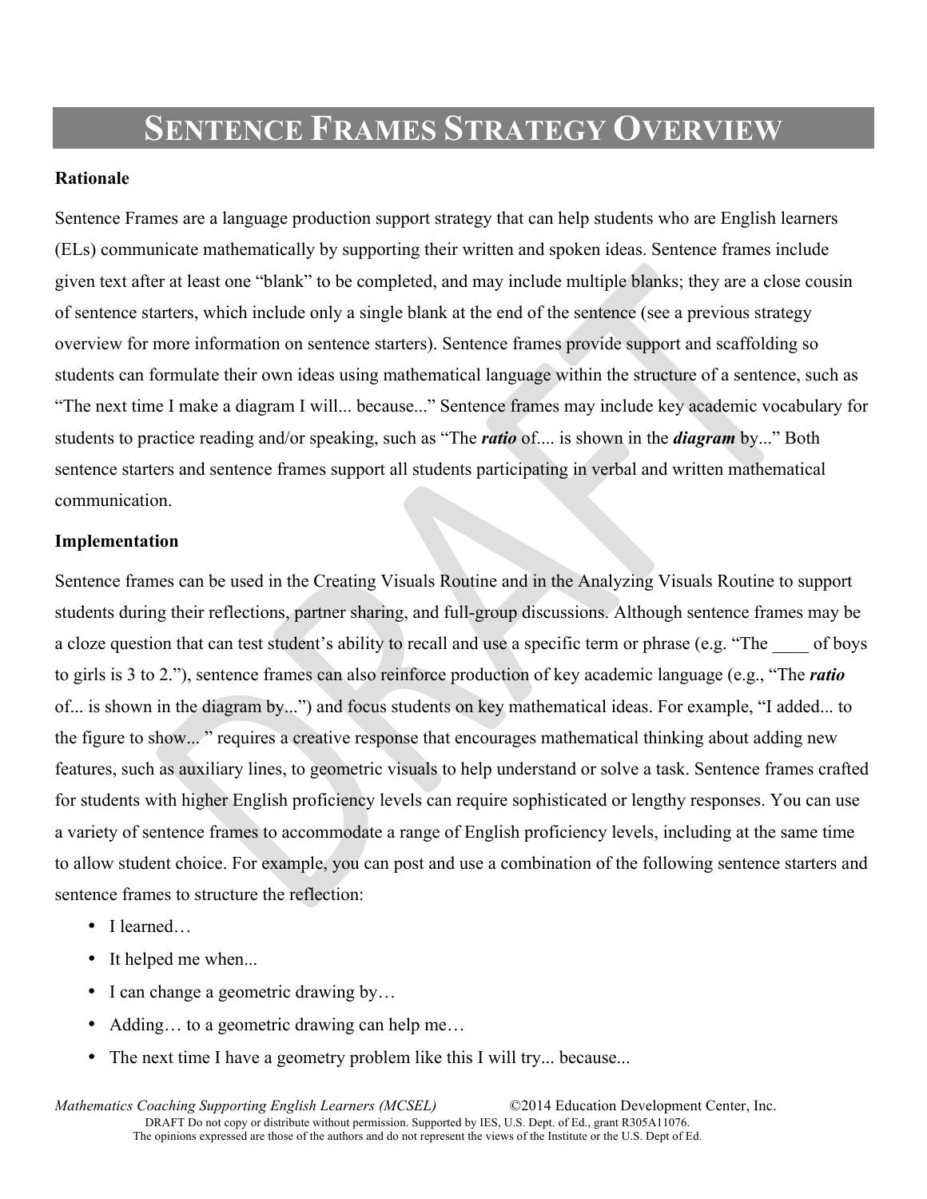# Sentence Frames Strategy Overview

**Rationale**

Sentence Frames are a language production support strategy that can help students who are English learners (ELs) communicate mathematically by supporting their written and spoken ideas. Sentence frames include given text after at least one "blank" to be completed, and may include multiple blanks; they are a close cousin of sentence starters, which include only a single blank at the end of the sentence (see a previous strategy overview for more information on sentence starters). Sentence frames provide support and scaffolding so students can formulate their own ideas using mathematical language within the structure of a sentence, such as "The next time I make a diagram I will... because..." Sentence frames may include key academic vocabulary for students to practice reading and/or speaking, such as "The ***ratio*** of.... is shown in the ***diagram*** by..." Both sentence starters and sentence frames support all students participating in verbal and written mathematical communication.

**Implementation**

Sentence frames can be used in the Creating Visuals Routine and in the Analyzing Visuals Routine to support students during their reflections, partner sharing, and full-group discussions. Although sentence frames may be a cloze question that can test student's ability to recall and use a specific term or phrase (e.g. "The ____ of boys to girls is 3 to 2."), sentence frames can also reinforce production of key academic language (e.g., "The ***ratio*** of... is shown in the diagram by...") and focus students on key mathematical ideas. For example, "I added... to the figure to show... " requires a creative response that encourages mathematical thinking about adding new features, such as auxiliary lines, to geometric visuals to help understand or solve a task. Sentence frames crafted for students with higher English proficiency levels can require sophisticated or lengthy responses. You can use a variety of sentence frames to accommodate a range of English proficiency levels, including at the same time to allow student choice. For example, you can post and use a combination of the following sentence starters and sentence frames to structure the reflection:

- I learned…
- It helped me when...
- I can change a geometric drawing by…
- Adding… to a geometric drawing can help me…
- The next time I have a geometry problem like this I will try... because...